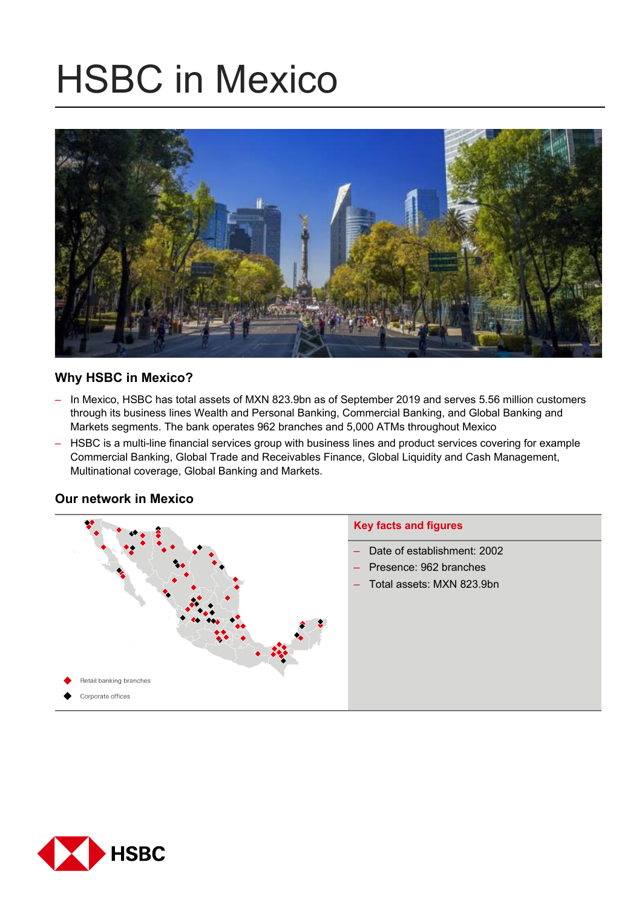# HSBC in Mexico

## Why HSBC in Mexico?

- In Mexico, HSBC has total assets of MXN 823.9bn as of September 2019 and serves 5.56 million customers through its business lines Wealth and Personal Banking, Commercial Banking, and Global Banking and Markets segments. The bank operates 962 branches and 5,000 ATMs throughout Mexico
- HSBC is a multi-line financial services group with business lines and product services covering for example Commercial Banking, Global Trade and Receivables Finance, Global Liquidity and Cash Management, Multinational coverage, Global Banking and Markets.

## Our network in Mexico

Retail banking branches

Corporate offices

### Key facts and figures

- Date of establishment: 2002
- Presence: 962 branches
- Total assets: MXN 823.9bn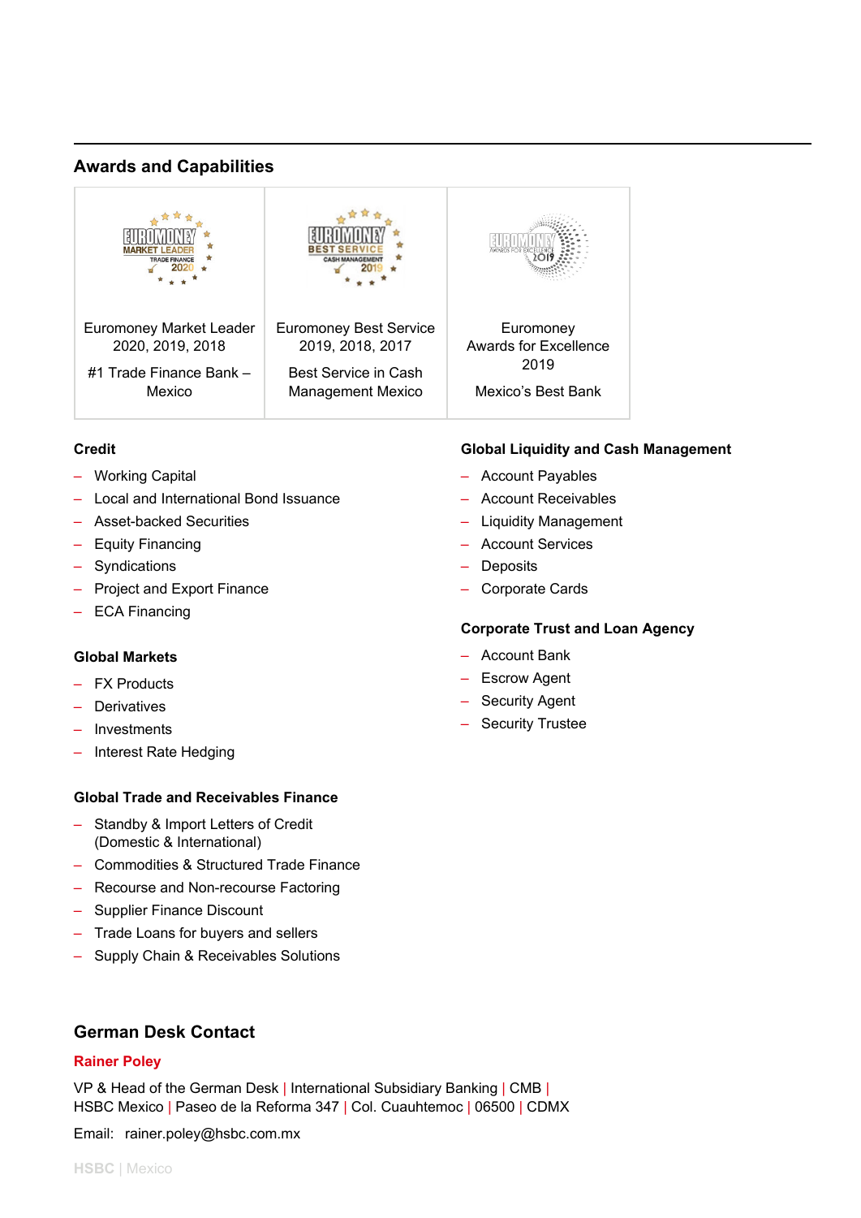## Awards and Capabilities

| | | |
|---|---|---|
| Euromoney Market Leader 2020, 2019, 2018<br><br>#1 Trade Finance Bank – Mexico | Euromoney Best Service 2019, 2018, 2017<br><br>Best Service in Cash Management Mexico | Euromoney Awards for Excellence 2019<br><br>Mexico's Best Bank |

### Credit

- Working Capital
- Local and International Bond Issuance
- Asset-backed Securities
- Equity Financing
- Syndications
- Project and Export Finance
- ECA Financing

### Global Markets

- FX Products
- Derivatives
- Investments
- Interest Rate Hedging

### Global Trade and Receivables Finance

- Standby & Import Letters of Credit (Domestic & International)
- Commodities & Structured Trade Finance
- Recourse and Non-recourse Factoring
- Supplier Finance Discount
- Trade Loans for buyers and sellers
- Supply Chain & Receivables Solutions

### Global Liquidity and Cash Management

- Account Payables
- Account Receivables
- Liquidity Management
- Account Services
- Deposits
- Corporate Cards

### Corporate Trust and Loan Agency

- Account Bank
- Escrow Agent
- Security Agent
- Security Trustee

## German Desk Contact

**Rainer Poley**

VP & Head of the German Desk | International Subsidiary Banking | CMB |
HSBC Mexico | Paseo de la Reforma 347 | Col. Cuauhtemoc | 06500 | CDMX

Email: rainer.poley@hsbc.com.mx